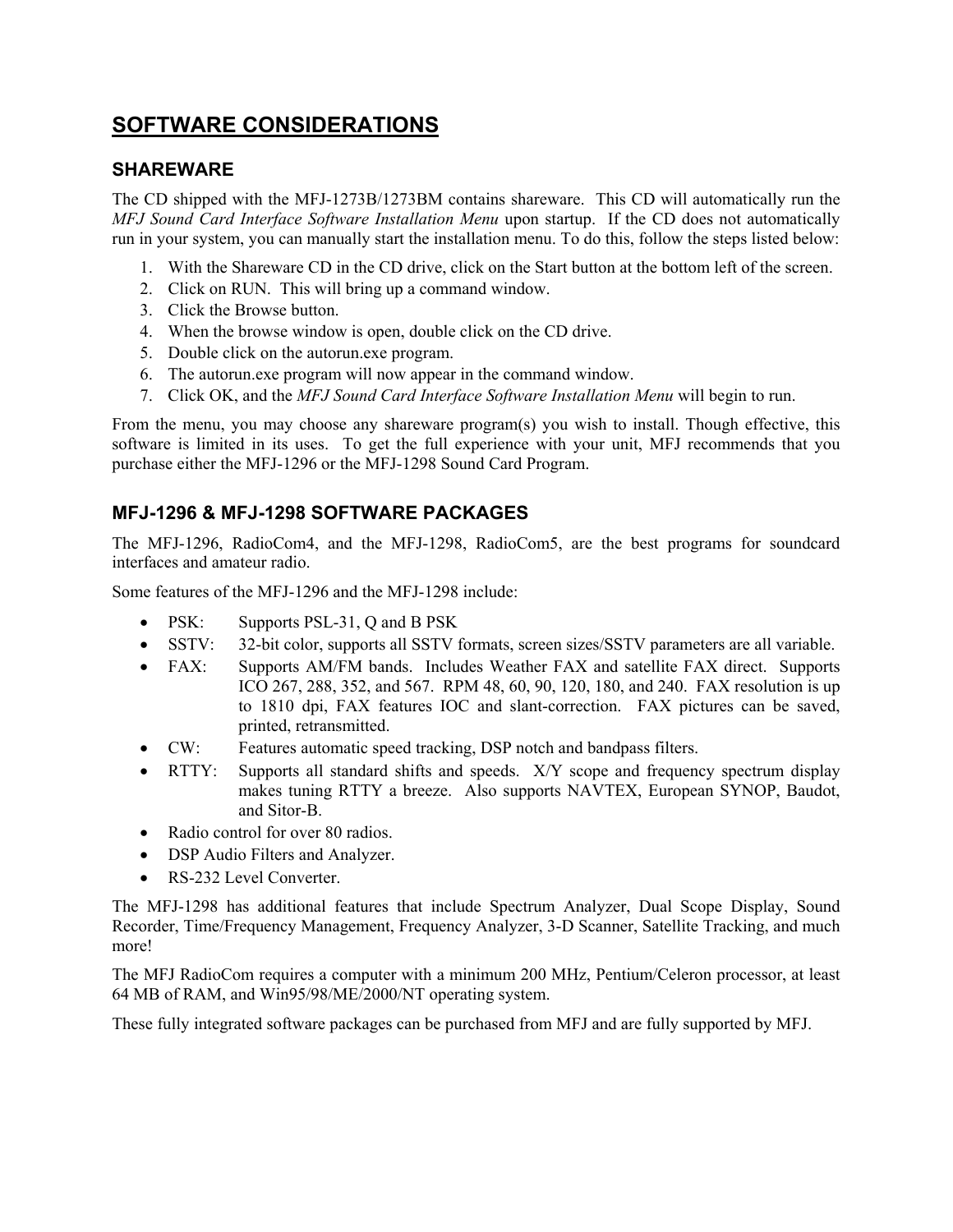# SOFTWARE CONSIDERATIONS

## SHAREWARE

The CD shipped with the MFJ-1273B/1273BM contains shareware. This CD will automatically run the *MFJ Sound Card Interface Software Installation Menu* upon startup. If the CD does not automatically run in your system, you can manually start the installation menu. To do this, follow the steps listed below:

1. With the Shareware CD in the CD drive, click on the Start button at the bottom left of the screen.
2. Click on RUN. This will bring up a command window.
3. Click the Browse button.
4. When the browse window is open, double click on the CD drive.
5. Double click on the autorun.exe program.
6. The autorun.exe program will now appear in the command window.
7. Click OK, and the *MFJ Sound Card Interface Software Installation Menu* will begin to run.

From the menu, you may choose any shareware program(s) you wish to install. Though effective, this software is limited in its uses. To get the full experience with your unit, MFJ recommends that you purchase either the MFJ-1296 or the MFJ-1298 Sound Card Program.

## MFJ-1296 & MFJ-1298 SOFTWARE PACKAGES

The MFJ-1296, RadioCom4, and the MFJ-1298, RadioCom5, are the best programs for soundcard interfaces and amateur radio.

Some features of the MFJ-1296 and the MFJ-1298 include:

- PSK: Supports PSL-31, Q and B PSK
- SSTV: 32-bit color, supports all SSTV formats, screen sizes/SSTV parameters are all variable.
- FAX: Supports AM/FM bands. Includes Weather FAX and satellite FAX direct. Supports ICO 267, 288, 352, and 567. RPM 48, 60, 90, 120, 180, and 240. FAX resolution is up to 1810 dpi, FAX features IOC and slant-correction. FAX pictures can be saved, printed, retransmitted.
- CW: Features automatic speed tracking, DSP notch and bandpass filters.
- RTTY: Supports all standard shifts and speeds. X/Y scope and frequency spectrum display makes tuning RTTY a breeze. Also supports NAVTEX, European SYNOP, Baudot, and Sitor-B.
- Radio control for over 80 radios.
- DSP Audio Filters and Analyzer.
- RS-232 Level Converter.

The MFJ-1298 has additional features that include Spectrum Analyzer, Dual Scope Display, Sound Recorder, Time/Frequency Management, Frequency Analyzer, 3-D Scanner, Satellite Tracking, and much more!

The MFJ RadioCom requires a computer with a minimum 200 MHz, Pentium/Celeron processor, at least 64 MB of RAM, and Win95/98/ME/2000/NT operating system.

These fully integrated software packages can be purchased from MFJ and are fully supported by MFJ.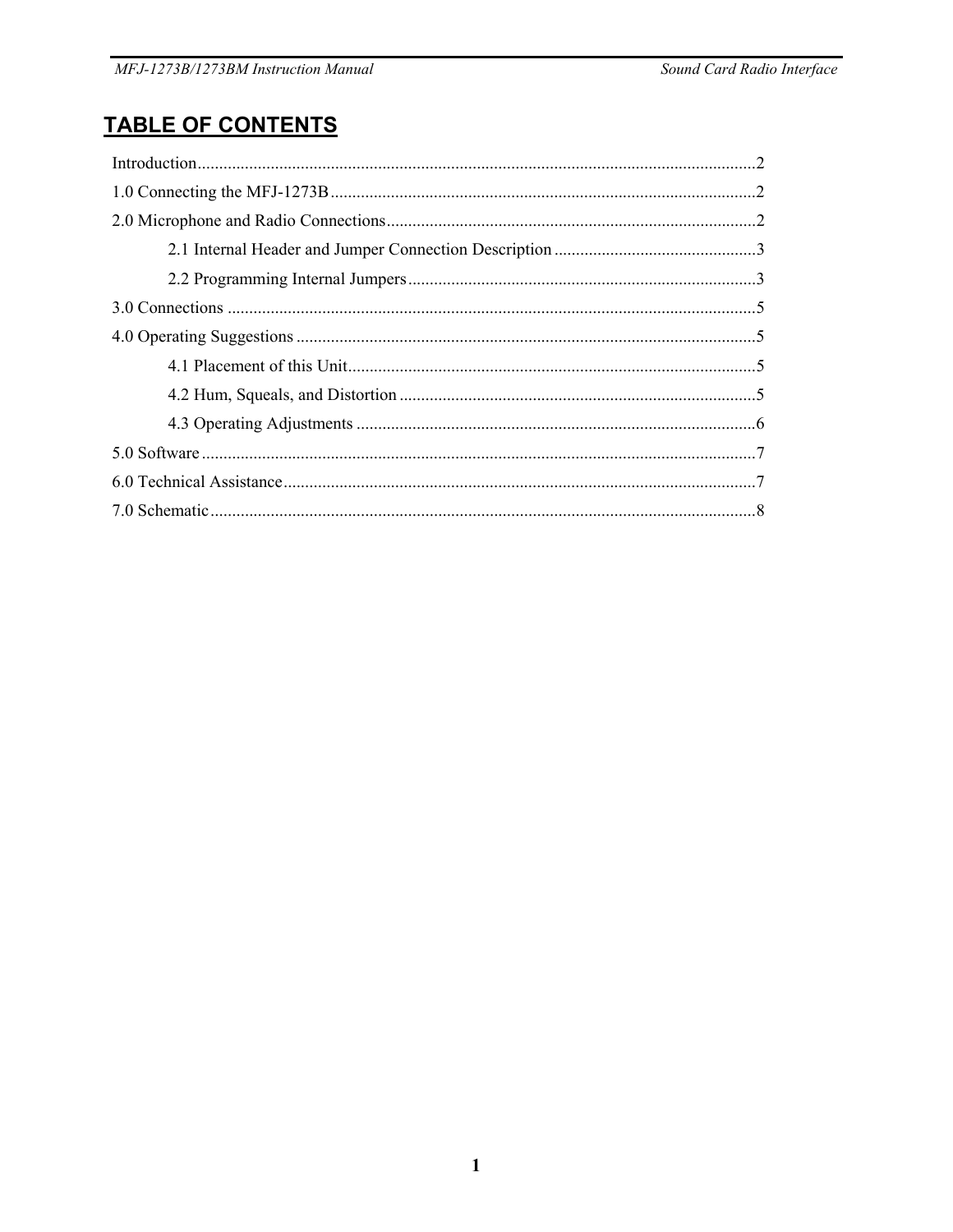# TABLE OF CONTENTS

Introduction ............................................................................................................................2

1.0 Connecting the MFJ-1273B ..................................................................................................2

2.0 Microphone and Radio Connections.....................................................................................2

2.1 Internal Header and Jumper Connection Description ..............................................3

2.2 Programming Internal Jumpers................................................................................3

3.0 Connections ..........................................................................................................................5

4.0 Operating Suggestions ..........................................................................................................5

4.1 Placement of this Unit..............................................................................................5

4.2 Hum, Squeals, and Distortion ..................................................................................5

4.3 Operating Adjustments ............................................................................................6

5.0 Software ................................................................................................................................7

6.0 Technical Assistance.............................................................................................................7

7.0 Schematic..............................................................................................................................8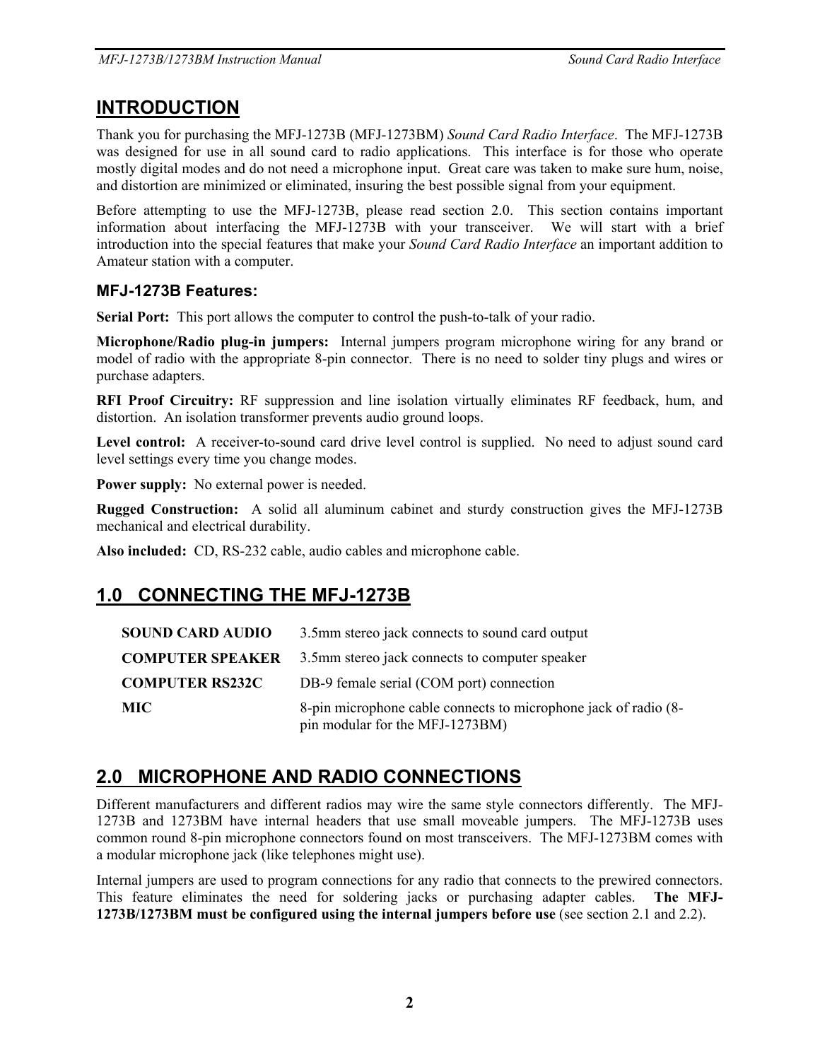# INTRODUCTION

Thank you for purchasing the MFJ-1273B (MFJ-1273BM) *Sound Card Radio Interface*. The MFJ-1273B was designed for use in all sound card to radio applications. This interface is for those who operate mostly digital modes and do not need a microphone input. Great care was taken to make sure hum, noise, and distortion are minimized or eliminated, insuring the best possible signal from your equipment.

Before attempting to use the MFJ-1273B, please read section 2.0. This section contains important information about interfacing the MFJ-1273B with your transceiver. We will start with a brief introduction into the special features that make your *Sound Card Radio Interface* an important addition to Amateur station with a computer.

### MFJ-1273B Features:

**Serial Port:** This port allows the computer to control the push-to-talk of your radio.

**Microphone/Radio plug-in jumpers:** Internal jumpers program microphone wiring for any brand or model of radio with the appropriate 8-pin connector. There is no need to solder tiny plugs and wires or purchase adapters.

**RFI Proof Circuitry:** RF suppression and line isolation virtually eliminates RF feedback, hum, and distortion. An isolation transformer prevents audio ground loops.

**Level control:** A receiver-to-sound card drive level control is supplied. No need to adjust sound card level settings every time you change modes.

**Power supply:** No external power is needed.

**Rugged Construction:** A solid all aluminum cabinet and sturdy construction gives the MFJ-1273B mechanical and electrical durability.

**Also included:** CD, RS-232 cable, audio cables and microphone cable.

# 1.0 CONNECTING THE MFJ-1273B

| | |
|---|---|
| **SOUND CARD AUDIO** | 3.5mm stereo jack connects to sound card output |
| **COMPUTER SPEAKER** | 3.5mm stereo jack connects to computer speaker |
| **COMPUTER RS232C** | DB-9 female serial (COM port) connection |
| **MIC** | 8-pin microphone cable connects to microphone jack of radio (8-pin modular for the MFJ-1273BM) |

# 2.0 MICROPHONE AND RADIO CONNECTIONS

Different manufacturers and different radios may wire the same style connectors differently. The MFJ-1273B and 1273BM have internal headers that use small moveable jumpers. The MFJ-1273B uses common round 8-pin microphone connectors found on most transceivers. The MFJ-1273BM comes with a modular microphone jack (like telephones might use).

Internal jumpers are used to program connections for any radio that connects to the prewired connectors. This feature eliminates the need for soldering jacks or purchasing adapter cables. **The MFJ-1273B/1273BM must be configured using the internal jumpers before use** (see section 2.1 and 2.2).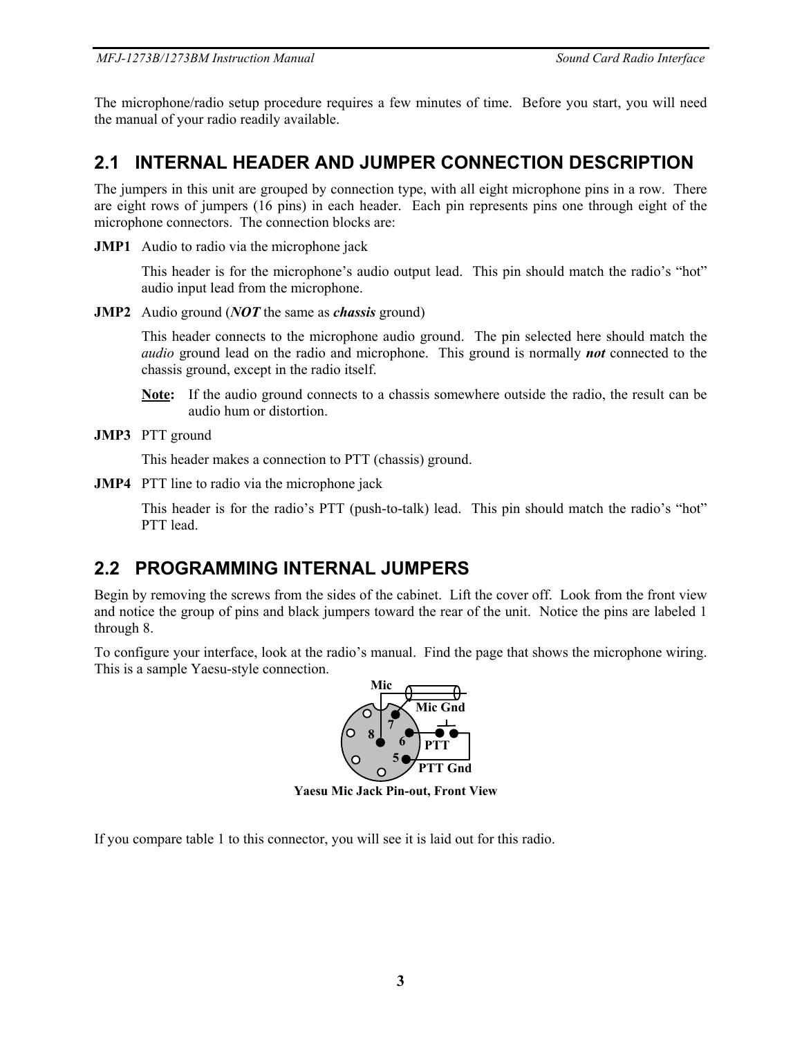The microphone/radio setup procedure requires a few minutes of time. Before you start, you will need the manual of your radio readily available.

## 2.1 INTERNAL HEADER AND JUMPER CONNECTION DESCRIPTION

The jumpers in this unit are grouped by connection type, with all eight microphone pins in a row. There are eight rows of jumpers (16 pins) in each header. Each pin represents pins one through eight of the microphone connectors. The connection blocks are:

**JMP1** Audio to radio via the microphone jack

This header is for the microphone's audio output lead. This pin should match the radio's "hot" audio input lead from the microphone.

**JMP2** Audio ground (***NOT*** the same as ***chassis*** ground)

This header connects to the microphone audio ground. The pin selected here should match the *audio* ground lead on the radio and microphone. This ground is normally ***not*** connected to the chassis ground, except in the radio itself.

**Note:** If the audio ground connects to a chassis somewhere outside the radio, the result can be audio hum or distortion.

**JMP3** PTT ground

This header makes a connection to PTT (chassis) ground.

**JMP4** PTT line to radio via the microphone jack

This header is for the radio's PTT (push-to-talk) lead. This pin should match the radio's "hot" PTT lead.

## 2.2 PROGRAMMING INTERNAL JUMPERS

Begin by removing the screws from the sides of the cabinet. Lift the cover off. Look from the front view and notice the group of pins and black jumpers toward the rear of the unit. Notice the pins are labeled 1 through 8.

To configure your interface, look at the radio's manual. Find the page that shows the microphone wiring. This is a sample Yaesu-style connection.

**Yaesu Mic Jack Pin-out, Front View**

If you compare table 1 to this connector, you will see it is laid out for this radio.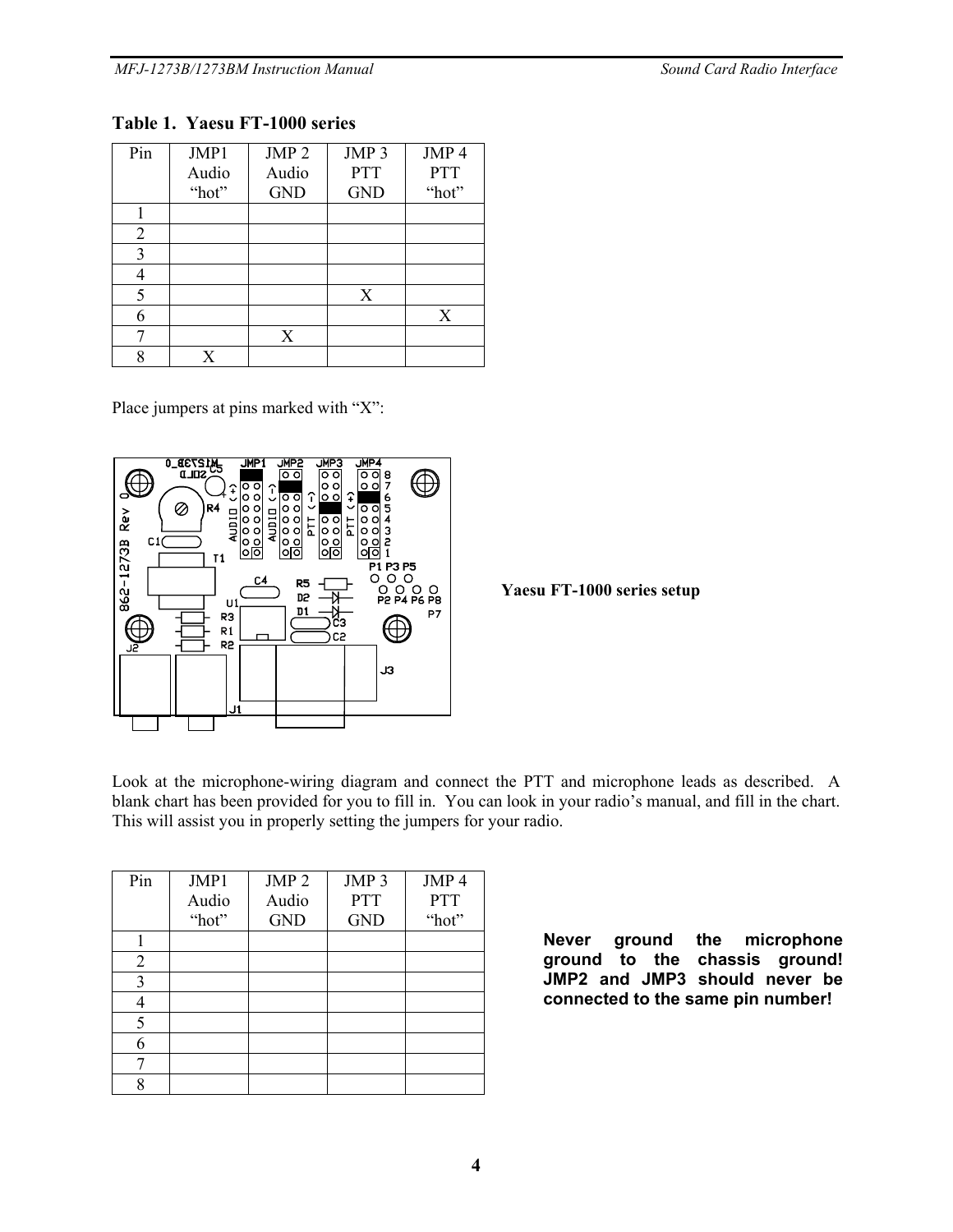**Table 1. Yaesu FT-1000 series**

| Pin | JMP1 Audio "hot" | JMP 2 Audio GND | JMP 3 PTT GND | JMP 4 PTT "hot" |
|---|---|---|---|---|
| 1 | | | | |
| 2 | | | | |
| 3 | | | | |
| 4 | | | | |
| 5 | | | X | |
| 6 | | | | X |
| 7 | | X | | |
| 8 | X | | | |

Place jumpers at pins marked with "X":

**Yaesu FT-1000 series setup**

Look at the microphone-wiring diagram and connect the PTT and microphone leads as described. A blank chart has been provided for you to fill in. You can look in your radio's manual, and fill in the chart. This will assist you in properly setting the jumpers for your radio.

| Pin | JMP1 Audio "hot" | JMP 2 Audio GND | JMP 3 PTT GND | JMP 4 PTT "hot" |
|---|---|---|---|---|
| 1 | | | | |
| 2 | | | | |
| 3 | | | | |
| 4 | | | | |
| 5 | | | | |
| 6 | | | | |
| 7 | | | | |
| 8 | | | | |

**Never ground the microphone ground to the chassis ground! JMP2 and JMP3 should never be connected to the same pin number!**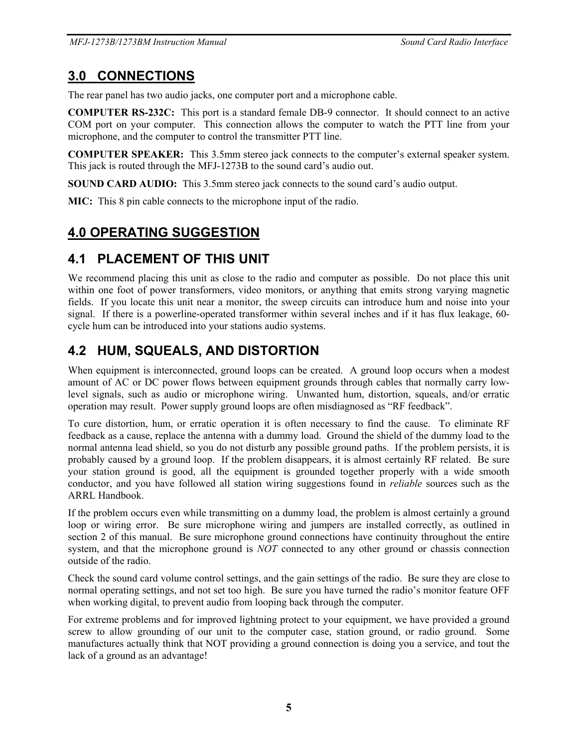## 3.0 CONNECTIONS

The rear panel has two audio jacks, one computer port and a microphone cable.

**COMPUTER RS-232C:** This port is a standard female DB-9 connector. It should connect to an active COM port on your computer. This connection allows the computer to watch the PTT line from your microphone, and the computer to control the transmitter PTT line.

**COMPUTER SPEAKER:** This 3.5mm stereo jack connects to the computer's external speaker system. This jack is routed through the MFJ-1273B to the sound card's audio out.

**SOUND CARD AUDIO:** This 3.5mm stereo jack connects to the sound card's audio output.

**MIC:** This 8 pin cable connects to the microphone input of the radio.

## 4.0 OPERATING SUGGESTION

### 4.1 PLACEMENT OF THIS UNIT

We recommend placing this unit as close to the radio and computer as possible. Do not place this unit within one foot of power transformers, video monitors, or anything that emits strong varying magnetic fields. If you locate this unit near a monitor, the sweep circuits can introduce hum and noise into your signal. If there is a powerline-operated transformer within several inches and if it has flux leakage, 60-cycle hum can be introduced into your stations audio systems.

### 4.2 HUM, SQUEALS, AND DISTORTION

When equipment is interconnected, ground loops can be created. A ground loop occurs when a modest amount of AC or DC power flows between equipment grounds through cables that normally carry low-level signals, such as audio or microphone wiring. Unwanted hum, distortion, squeals, and/or erratic operation may result. Power supply ground loops are often misdiagnosed as "RF feedback".

To cure distortion, hum, or erratic operation it is often necessary to find the cause. To eliminate RF feedback as a cause, replace the antenna with a dummy load. Ground the shield of the dummy load to the normal antenna lead shield, so you do not disturb any possible ground paths. If the problem persists, it is probably caused by a ground loop. If the problem disappears, it is almost certainly RF related. Be sure your station ground is good, all the equipment is grounded together properly with a wide smooth conductor, and you have followed all station wiring suggestions found in *reliable* sources such as the ARRL Handbook.

If the problem occurs even while transmitting on a dummy load, the problem is almost certainly a ground loop or wiring error. Be sure microphone wiring and jumpers are installed correctly, as outlined in section 2 of this manual. Be sure microphone ground connections have continuity throughout the entire system, and that the microphone ground is *NOT* connected to any other ground or chassis connection outside of the radio.

Check the sound card volume control settings, and the gain settings of the radio. Be sure they are close to normal operating settings, and not set too high. Be sure you have turned the radio's monitor feature OFF when working digital, to prevent audio from looping back through the computer.

For extreme problems and for improved lightning protect to your equipment, we have provided a ground screw to allow grounding of our unit to the computer case, station ground, or radio ground. Some manufactures actually think that NOT providing a ground connection is doing you a service, and tout the lack of a ground as an advantage!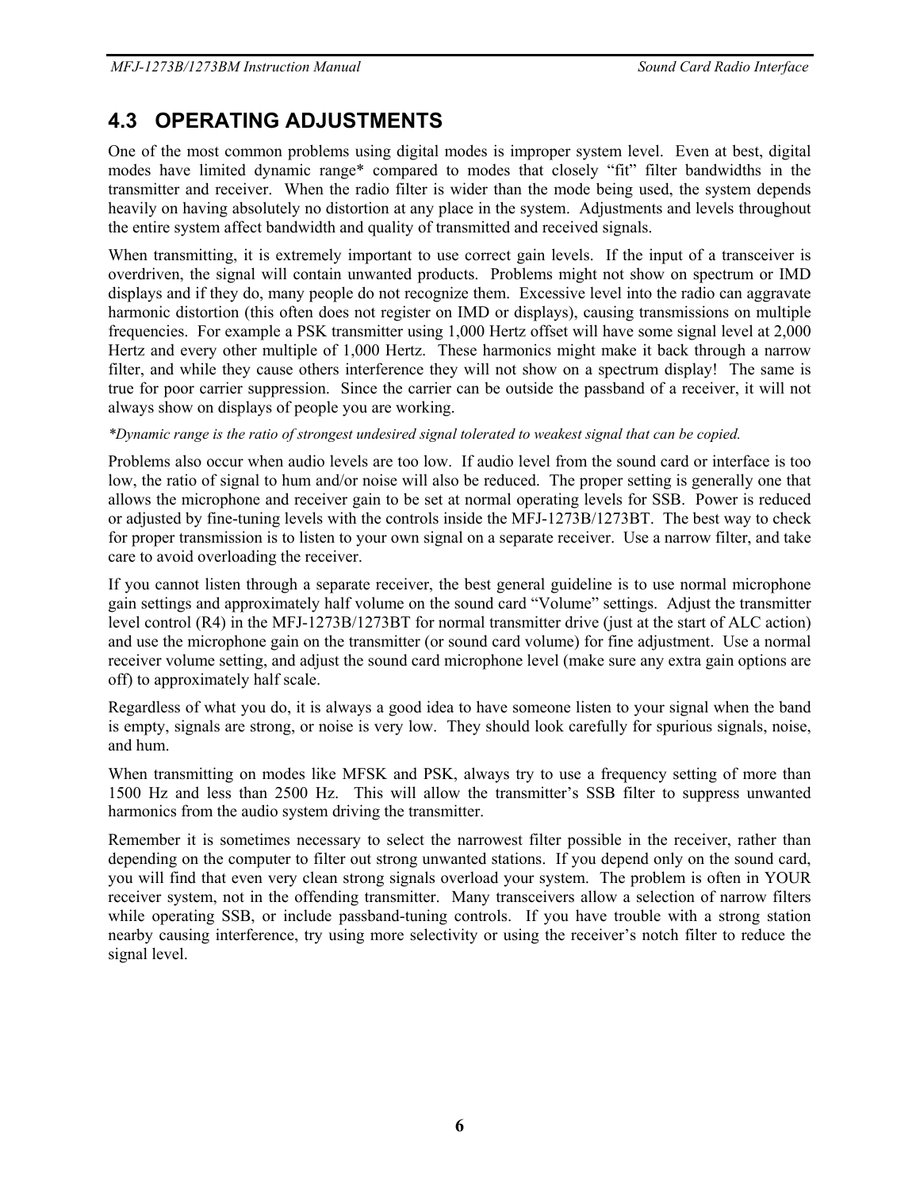## 4.3 OPERATING ADJUSTMENTS

One of the most common problems using digital modes is improper system level. Even at best, digital modes have limited dynamic range* compared to modes that closely "fit" filter bandwidths in the transmitter and receiver. When the radio filter is wider than the mode being used, the system depends heavily on having absolutely no distortion at any place in the system. Adjustments and levels throughout the entire system affect bandwidth and quality of transmitted and received signals.

When transmitting, it is extremely important to use correct gain levels. If the input of a transceiver is overdriven, the signal will contain unwanted products. Problems might not show on spectrum or IMD displays and if they do, many people do not recognize them. Excessive level into the radio can aggravate harmonic distortion (this often does not register on IMD or displays), causing transmissions on multiple frequencies. For example a PSK transmitter using 1,000 Hertz offset will have some signal level at 2,000 Hertz and every other multiple of 1,000 Hertz. These harmonics might make it back through a narrow filter, and while they cause others interference they will not show on a spectrum display! The same is true for poor carrier suppression. Since the carrier can be outside the passband of a receiver, it will not always show on displays of people you are working.

*\*Dynamic range is the ratio of strongest undesired signal tolerated to weakest signal that can be copied.*

Problems also occur when audio levels are too low. If audio level from the sound card or interface is too low, the ratio of signal to hum and/or noise will also be reduced. The proper setting is generally one that allows the microphone and receiver gain to be set at normal operating levels for SSB. Power is reduced or adjusted by fine-tuning levels with the controls inside the MFJ-1273B/1273BT. The best way to check for proper transmission is to listen to your own signal on a separate receiver. Use a narrow filter, and take care to avoid overloading the receiver.

If you cannot listen through a separate receiver, the best general guideline is to use normal microphone gain settings and approximately half volume on the sound card "Volume" settings. Adjust the transmitter level control (R4) in the MFJ-1273B/1273BT for normal transmitter drive (just at the start of ALC action) and use the microphone gain on the transmitter (or sound card volume) for fine adjustment. Use a normal receiver volume setting, and adjust the sound card microphone level (make sure any extra gain options are off) to approximately half scale.

Regardless of what you do, it is always a good idea to have someone listen to your signal when the band is empty, signals are strong, or noise is very low. They should look carefully for spurious signals, noise, and hum.

When transmitting on modes like MFSK and PSK, always try to use a frequency setting of more than 1500 Hz and less than 2500 Hz. This will allow the transmitter's SSB filter to suppress unwanted harmonics from the audio system driving the transmitter.

Remember it is sometimes necessary to select the narrowest filter possible in the receiver, rather than depending on the computer to filter out strong unwanted stations. If you depend only on the sound card, you will find that even very clean strong signals overload your system. The problem is often in YOUR receiver system, not in the offending transmitter. Many transceivers allow a selection of narrow filters while operating SSB, or include passband-tuning controls. If you have trouble with a strong station nearby causing interference, try using more selectivity or using the receiver's notch filter to reduce the signal level.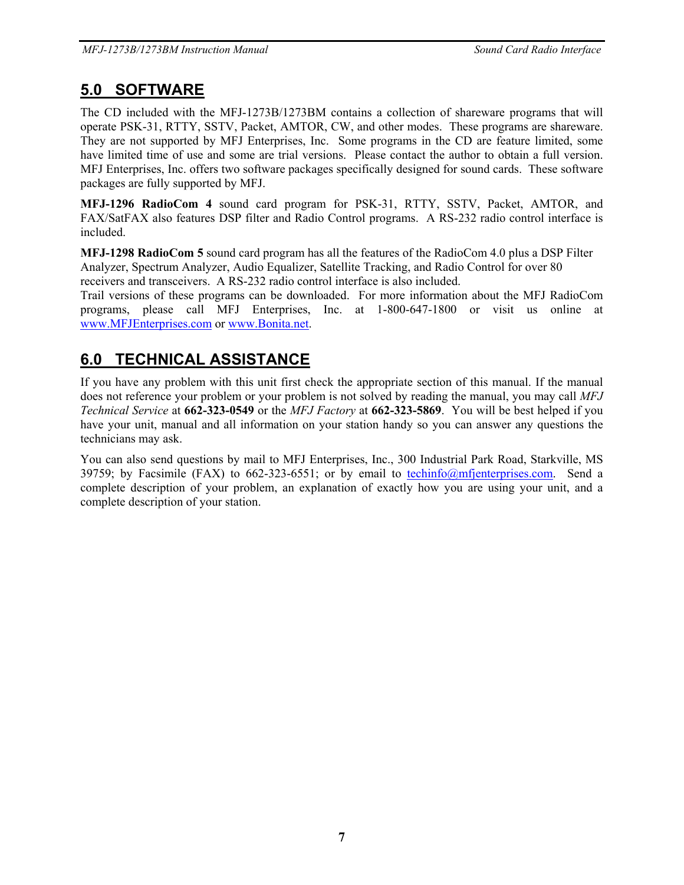## 5.0 SOFTWARE

The CD included with the MFJ-1273B/1273BM contains a collection of shareware programs that will operate PSK-31, RTTY, SSTV, Packet, AMTOR, CW, and other modes. These programs are shareware. They are not supported by MFJ Enterprises, Inc. Some programs in the CD are feature limited, some have limited time of use and some are trial versions. Please contact the author to obtain a full version. MFJ Enterprises, Inc. offers two software packages specifically designed for sound cards. These software packages are fully supported by MFJ.

**MFJ-1296 RadioCom 4** sound card program for PSK-31, RTTY, SSTV, Packet, AMTOR, and FAX/SatFAX also features DSP filter and Radio Control programs. A RS-232 radio control interface is included.

**MFJ-1298 RadioCom 5** sound card program has all the features of the RadioCom 4.0 plus a DSP Filter Analyzer, Spectrum Analyzer, Audio Equalizer, Satellite Tracking, and Radio Control for over 80 receivers and transceivers. A RS-232 radio control interface is also included.
Trail versions of these programs can be downloaded. For more information about the MFJ RadioCom programs, please call MFJ Enterprises, Inc. at 1-800-647-1800 or visit us online at www.MFJEnterprises.com or www.Bonita.net.

## 6.0 TECHNICAL ASSISTANCE

If you have any problem with this unit first check the appropriate section of this manual. If the manual does not reference your problem or your problem is not solved by reading the manual, you may call *MFJ Technical Service* at **662-323-0549** or the *MFJ Factory* at **662-323-5869**. You will be best helped if you have your unit, manual and all information on your station handy so you can answer any questions the technicians may ask.

You can also send questions by mail to MFJ Enterprises, Inc., 300 Industrial Park Road, Starkville, MS 39759; by Facsimile (FAX) to 662-323-6551; or by email to techinfo@mfjenterprises.com. Send a complete description of your problem, an explanation of exactly how you are using your unit, and a complete description of your station.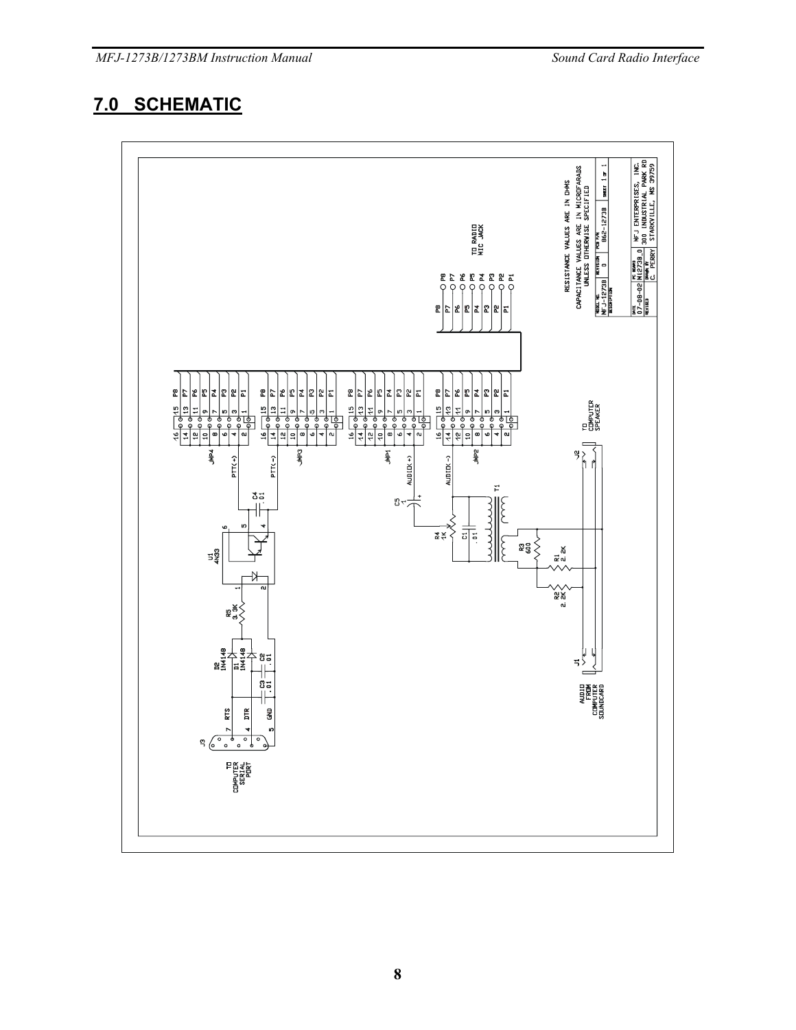## 7.0 SCHEMATIC

RESISTANCE VALUES ARE IN OHMS
CAPACITANCE VALUES ARE IN MICROFARADS
UNLESS OTHERWISE SPECIFIED

MODEL NO. MFJ-1273B
REVISION 0
PCB P/N 862-1273B
SHEET 1 OF 1
DESCRIPTION

DATE 07-08-02
PC BOARD M1273B_0
DRAWN BY C. PERRY
REVISED

MFJ ENTERPRISES, INC.
300 INDUSTRIAL PARK RD
STARKVILLE, MS 39759

TO RADIO MIC JACK

P8 P7 P6 P5 P4 P3 P2 P1

JMP4 PTT(+)
JMP3 PTT(-)
JMP1 AUDIO(+)
JMP2 AUDIO(-)

TO COMPUTER SPEAKER

U1 4N33

C4 .01
C5 1
R4 1K
C1 .01
T1
R3 600
R1 2.2K
R2 2.2K
R5 3.3K
D2 1N4148
D1 1N4148
C2 .01
C3 .01

J1
J2
J3

RTS 7
DTR 4
GND 5

TO COMPUTER SERIAL PORT

AUDIO FROM COMPUTER SOUNDCARD